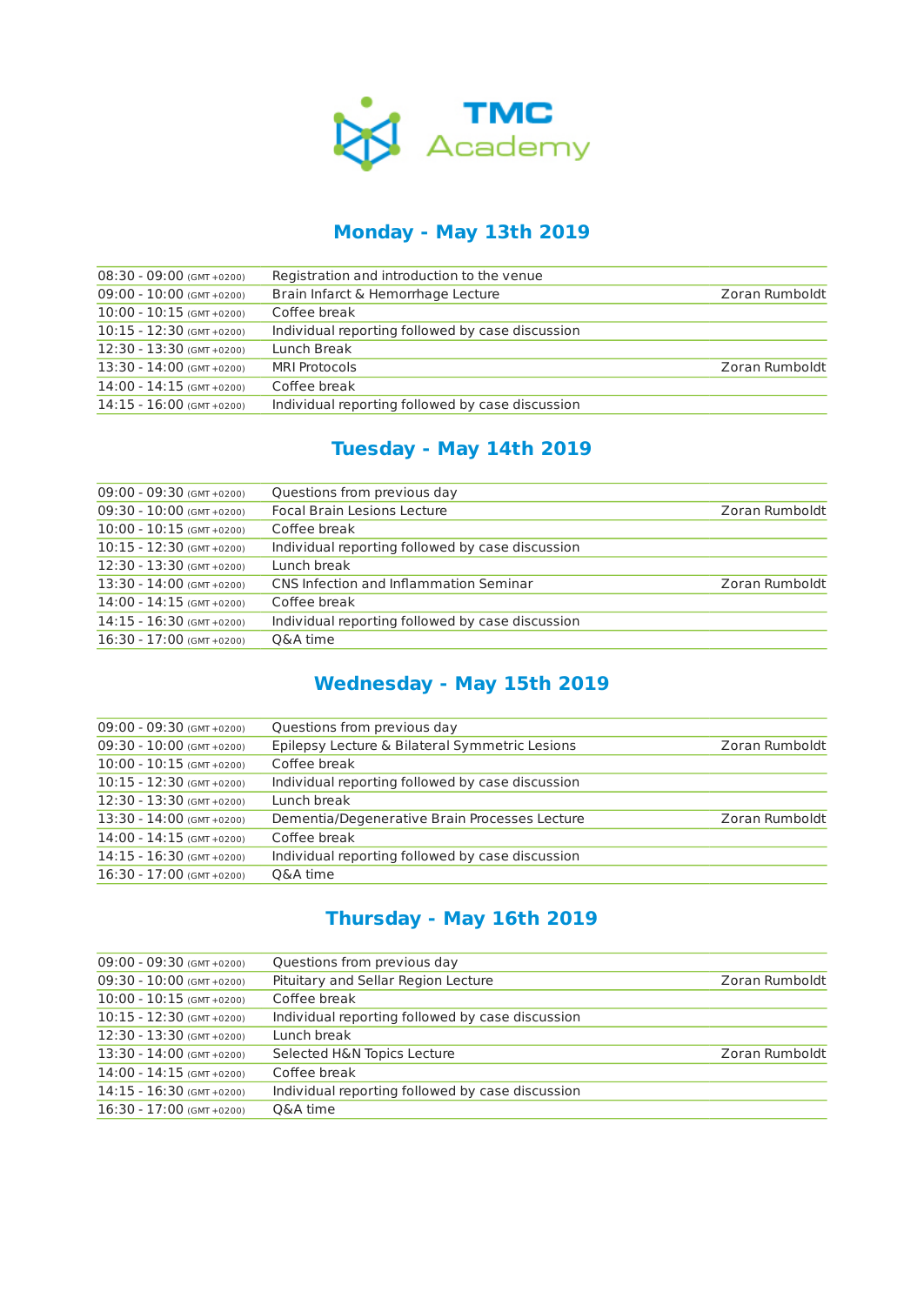**TMC Academy**

## Monday - May 13th 2019

| | | |
|---|---|---|
| 08:30 - 09:00 (GMT +0200) | Registration and introduction to the venue | |
| 09:00 - 10:00 (GMT +0200) | Brain Infarct & Hemorrhage Lecture | Zoran Rumboldt |
| 10:00 - 10:15 (GMT +0200) | Coffee break | |
| 10:15 - 12:30 (GMT +0200) | Individual reporting followed by case discussion | |
| 12:30 - 13:30 (GMT +0200) | Lunch Break | |
| 13:30 - 14:00 (GMT +0200) | MRI Protocols | Zoran Rumboldt |
| 14:00 - 14:15 (GMT +0200) | Coffee break | |
| 14:15 - 16:00 (GMT +0200) | Individual reporting followed by case discussion | |

## Tuesday - May 14th 2019

| | | |
|---|---|---|
| 09:00 - 09:30 (GMT +0200) | Questions from previous day | |
| 09:30 - 10:00 (GMT +0200) | Focal Brain Lesions Lecture | Zoran Rumboldt |
| 10:00 - 10:15 (GMT +0200) | Coffee break | |
| 10:15 - 12:30 (GMT +0200) | Individual reporting followed by case discussion | |
| 12:30 - 13:30 (GMT +0200) | Lunch break | |
| 13:30 - 14:00 (GMT +0200) | CNS Infection and Inflammation Seminar | Zoran Rumboldt |
| 14:00 - 14:15 (GMT +0200) | Coffee break | |
| 14:15 - 16:30 (GMT +0200) | Individual reporting followed by case discussion | |
| 16:30 - 17:00 (GMT +0200) | Q&A time | |

## Wednesday - May 15th 2019

| | | |
|---|---|---|
| 09:00 - 09:30 (GMT +0200) | Questions from previous day | |
| 09:30 - 10:00 (GMT +0200) | Epilepsy Lecture & Bilateral Symmetric Lesions | Zoran Rumboldt |
| 10:00 - 10:15 (GMT +0200) | Coffee break | |
| 10:15 - 12:30 (GMT +0200) | Individual reporting followed by case discussion | |
| 12:30 - 13:30 (GMT +0200) | Lunch break | |
| 13:30 - 14:00 (GMT +0200) | Dementia/Degenerative Brain Processes Lecture | Zoran Rumboldt |
| 14:00 - 14:15 (GMT +0200) | Coffee break | |
| 14:15 - 16:30 (GMT +0200) | Individual reporting followed by case discussion | |
| 16:30 - 17:00 (GMT +0200) | Q&A time | |

## Thursday - May 16th 2019

| | | |
|---|---|---|
| 09:00 - 09:30 (GMT +0200) | Questions from previous day | |
| 09:30 - 10:00 (GMT +0200) | Pituitary and Sellar Region Lecture | Zoran Rumboldt |
| 10:00 - 10:15 (GMT +0200) | Coffee break | |
| 10:15 - 12:30 (GMT +0200) | Individual reporting followed by case discussion | |
| 12:30 - 13:30 (GMT +0200) | Lunch break | |
| 13:30 - 14:00 (GMT +0200) | Selected H&N Topics Lecture | Zoran Rumboldt |
| 14:00 - 14:15 (GMT +0200) | Coffee break | |
| 14:15 - 16:30 (GMT +0200) | Individual reporting followed by case discussion | |
| 16:30 - 17:00 (GMT +0200) | Q&A time | |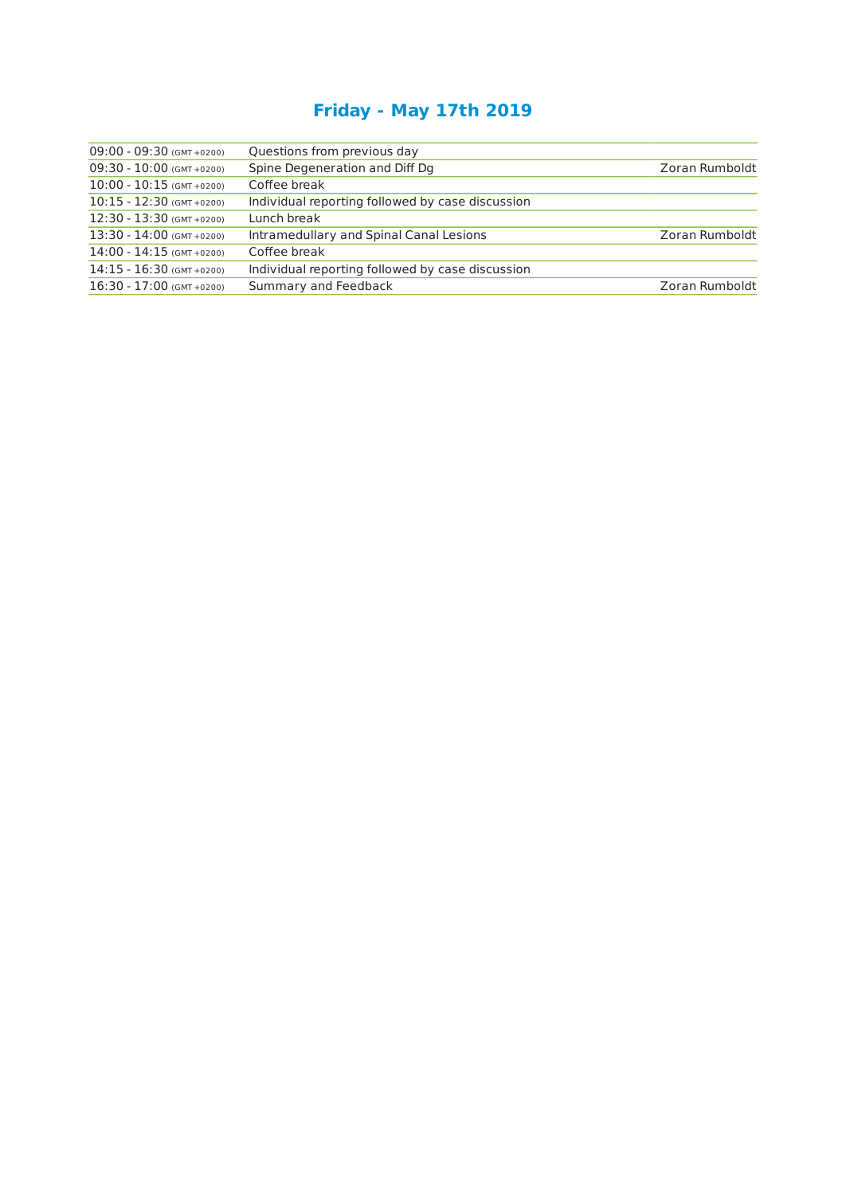## Friday - May 17th 2019

| | | |
|---|---|---|
| 09:00 - 09:30 (GMT +0200) | Questions from previous day | |
| 09:30 - 10:00 (GMT +0200) | Spine Degeneration and Diff Dg | Zoran Rumboldt |
| 10:00 - 10:15 (GMT +0200) | Coffee break | |
| 10:15 - 12:30 (GMT +0200) | Individual reporting followed by case discussion | |
| 12:30 - 13:30 (GMT +0200) | Lunch break | |
| 13:30 - 14:00 (GMT +0200) | Intramedullary and Spinal Canal Lesions | Zoran Rumboldt |
| 14:00 - 14:15 (GMT +0200) | Coffee break | |
| 14:15 - 16:30 (GMT +0200) | Individual reporting followed by case discussion | |
| 16:30 - 17:00 (GMT +0200) | Summary and Feedback | Zoran Rumboldt |